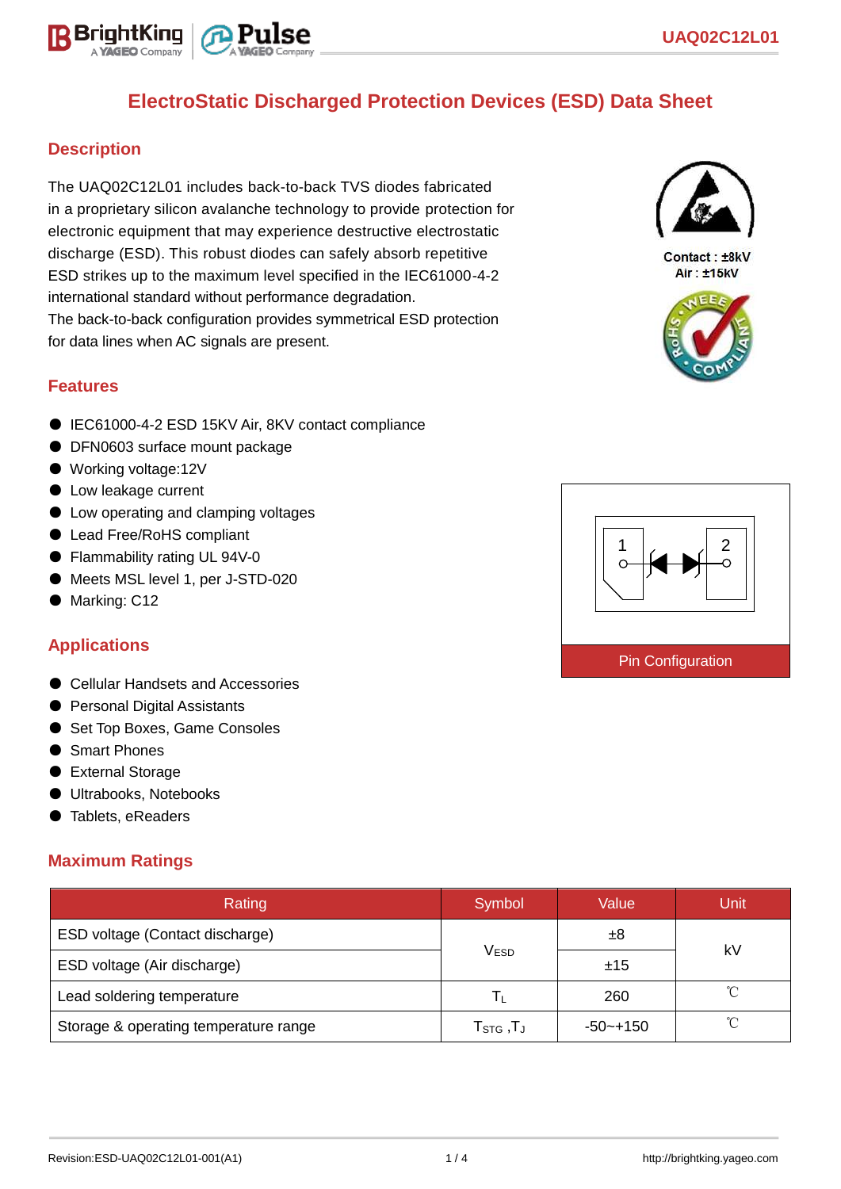# ElectroStatic Discharged Protection Devices (ESD) Data Sheet

## Description

The UAQ02C12L01 includes back-to-back TVS diodes fabricated in a proprietary silicon avalanche technology to provide protection for electronic equipment that may experience destructive electrostatic discharge (ESD). This robust diodes can safely absorb repetitive ESD strikes up to the maximum level specified in the IEC61000-4-2 international standard without performance degradation.
The back-to-back configuration provides symmetrical ESD protection for data lines when AC signals are present.

Contact : ±8kV
Air : ±15kV

## Features

- IEC61000-4-2 ESD 15KV Air, 8KV contact compliance
- DFN0603 surface mount package
- Working voltage:12V
- Low leakage current
- Low operating and clamping voltages
- Lead Free/RoHS compliant
- Flammability rating UL 94V-0
- Meets MSL level 1, per J-STD-020
- Marking: C12

Pin Configuration

## Applications

- Cellular Handsets and Accessories
- Personal Digital Assistants
- Set Top Boxes, Game Consoles
- Smart Phones
- External Storage
- Ultrabooks, Notebooks
- Tablets, eReaders

## Maximum Ratings

| Rating | Symbol | Value | Unit |
|---|---|---|---|
| ESD voltage (Contact discharge) | $V_{ESD}$ | ±8 | kV |
| ESD voltage (Air discharge) | | ±15 | |
| Lead soldering temperature | $T_L$ | 260 | ℃ |
| Storage & operating temperature range | $T_{STG}$ ,$T_J$ | -50~+150 | ℃ |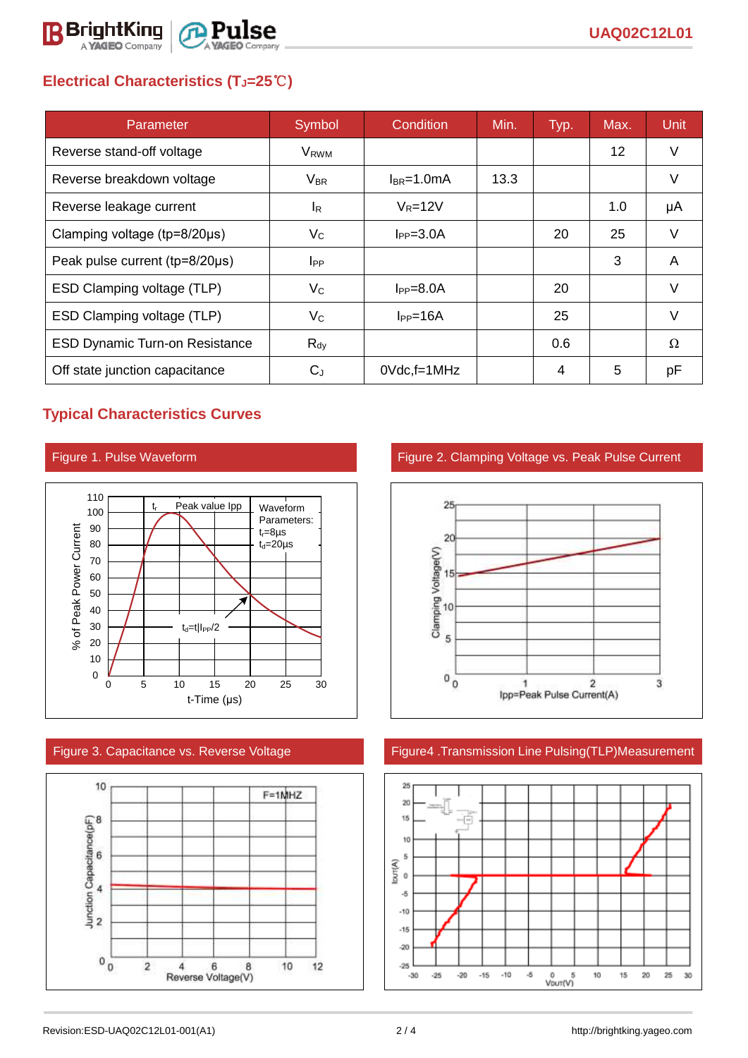## Electrical Characteristics ($T_J$=25℃)

| Parameter | Symbol | Condition | Min. | Typ. | Max. | Unit |
|---|---|---|---|---|---|---|
| Reverse stand-off voltage | $V_{RWM}$ | | | | 12 | V |
| Reverse breakdown voltage | $V_{BR}$ | $I_{BR}$=1.0mA | 13.3 | | | V |
| Reverse leakage current | $I_R$ | $V_R$=12V | | | 1.0 | μA |
| Clamping voltage (tp=8/20μs) | $V_C$ | $I_{PP}$=3.0A | | 20 | 25 | V |
| Peak pulse current (tp=8/20μs) | $I_{PP}$ | | | | 3 | A |
| ESD Clamping voltage (TLP) | $V_C$ | $I_{PP}$=8.0A | | 20 | | V |
| ESD Clamping voltage (TLP) | $V_C$ | $I_{PP}$=16A | | 25 | | V |
| ESD Dynamic Turn-on Resistance | $R_{dy}$ | | | 0.6 | | Ω |
| Off state junction capacitance | $C_J$ | 0Vdc,f=1MHz | | 4 | 5 | pF |

## Typical Characteristics Curves

Figure 1. Pulse Waveform

Figure 2. Clamping Voltage vs. Peak Pulse Current

Figure 3. Capacitance vs. Reverse Voltage

Figure4 .Transmission Line Pulsing(TLP)Measurement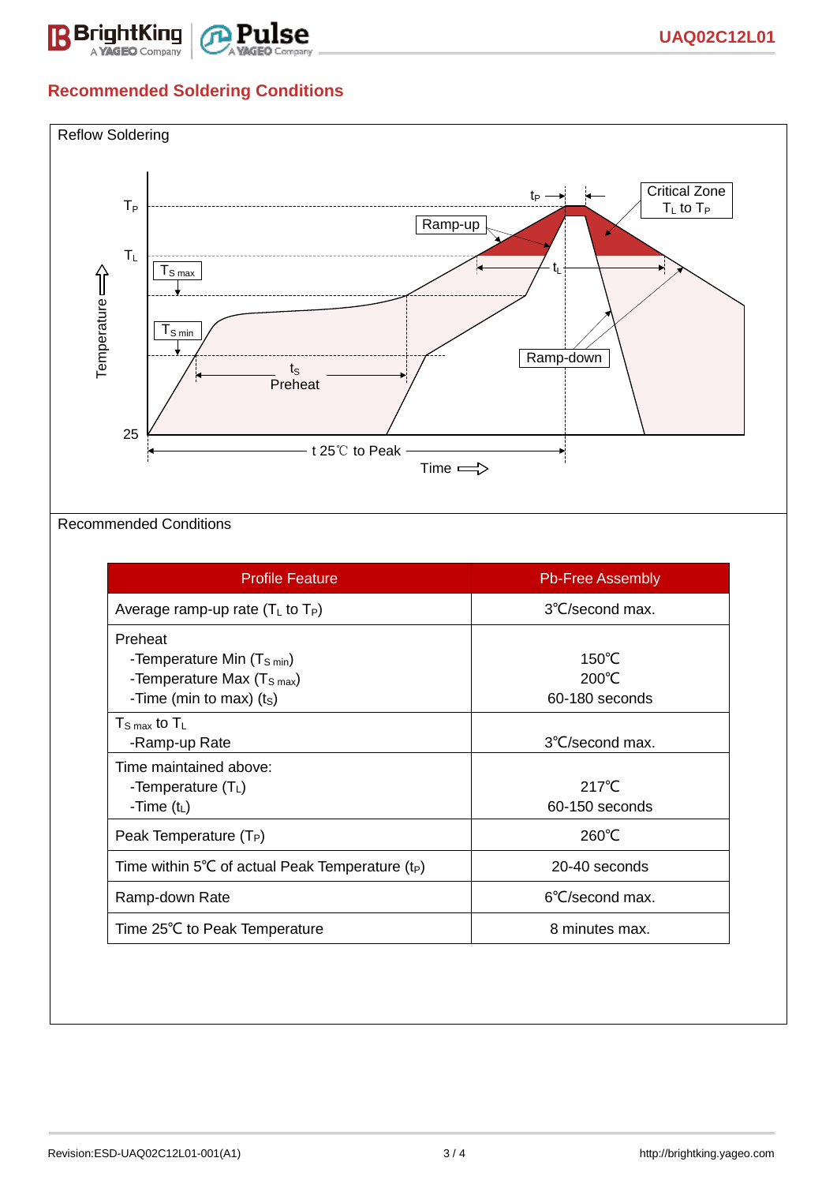## Recommended Soldering Conditions

Reflow Soldering

Recommended Conditions

| Profile Feature | Pb-Free Assembly |
|---|---|
| Average ramp-up rate ($T_L$ to $T_P$) | 3℃/second max. |
| Preheat<br>-Temperature Min ($T_{S\,min}$)<br>-Temperature Max ($T_{S\,max}$)<br>-Time (min to max) ($t_S$) | <br>150℃<br>200℃<br>60-180 seconds |
| $T_{S\,max}$ to $T_L$<br>-Ramp-up Rate | <br>3℃/second max. |
| Time maintained above:<br>-Temperature ($T_L$)<br>-Time ($t_L$) | <br>217℃<br>60-150 seconds |
| Peak Temperature ($T_P$) | 260℃ |
| Time within 5℃ of actual Peak Temperature ($t_P$) | 20-40 seconds |
| Ramp-down Rate | 6℃/second max. |
| Time 25℃ to Peak Temperature | 8 minutes max. |

Revision:ESD-UAQ02C12L01-001(A1)

http://brightking.yageo.com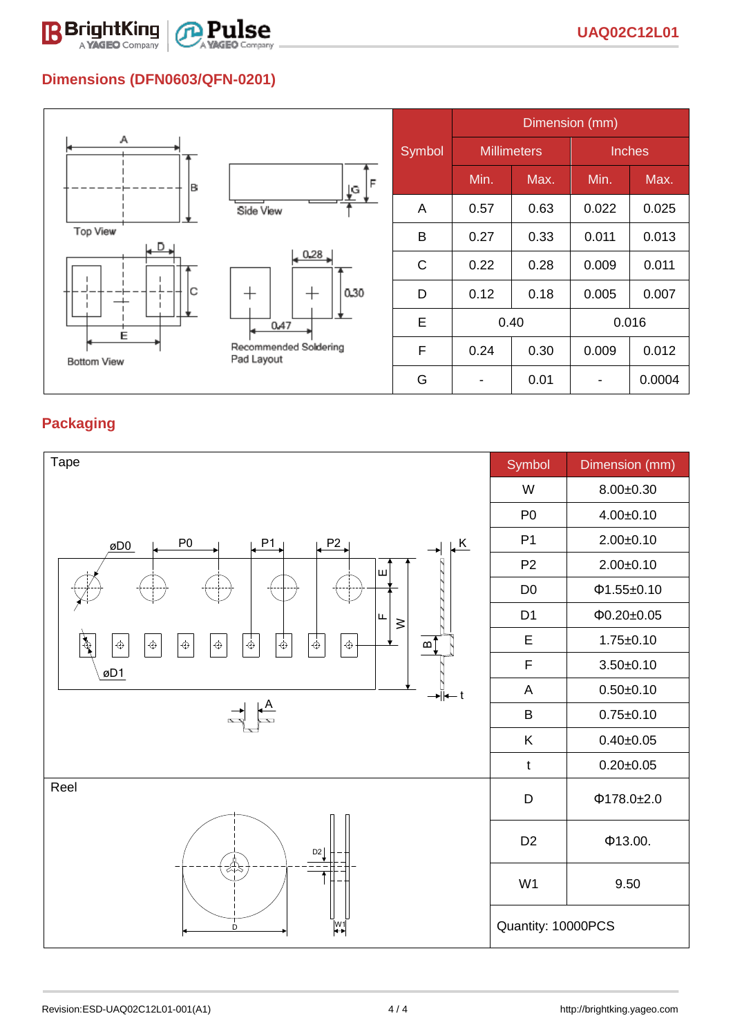## Dimensions (DFN0603/QFN-0201)

A
B
Top View
F
G
Side View
D
C
E
Bottom View
0.28
0.30
0.47
Recommended Soldering Pad Layout

| Symbol | Dimension (mm) | | | |
|---|---|---|---|---|
| | Millimeters | | Inches | |
| | Min. | Max. | Min. | Max. |
| A | 0.57 | 0.63 | 0.022 | 0.025 |
| B | 0.27 | 0.33 | 0.011 | 0.013 |
| C | 0.22 | 0.28 | 0.009 | 0.011 |
| D | 0.12 | 0.18 | 0.005 | 0.007 |
| E | 0.40 | | 0.016 | |
| F | 0.24 | 0.30 | 0.009 | 0.012 |
| G | - | 0.01 | - | 0.0004 |

## Packaging

Tape

øD0
P0
P1
P2
K
E
F
W
B
øD1
t
A

Reel

D2
D
W1

| Symbol | Dimension (mm) |
|---|---|
| W | 8.00±0.30 |
| P0 | 4.00±0.10 |
| P1 | 2.00±0.10 |
| P2 | 2.00±0.10 |
| D0 | Φ1.55±0.10 |
| D1 | Φ0.20±0.05 |
| E | 1.75±0.10 |
| F | 3.50±0.10 |
| A | 0.50±0.10 |
| B | 0.75±0.10 |
| K | 0.40±0.05 |
| t | 0.20±0.05 |
| D | Φ178.0±2.0 |
| D2 | Φ13.00. |
| W1 | 9.50 |
| Quantity: 10000PCS | |

Revision:ESD-UAQ02C12L01-001(A1)

http://brightking.yageo.com